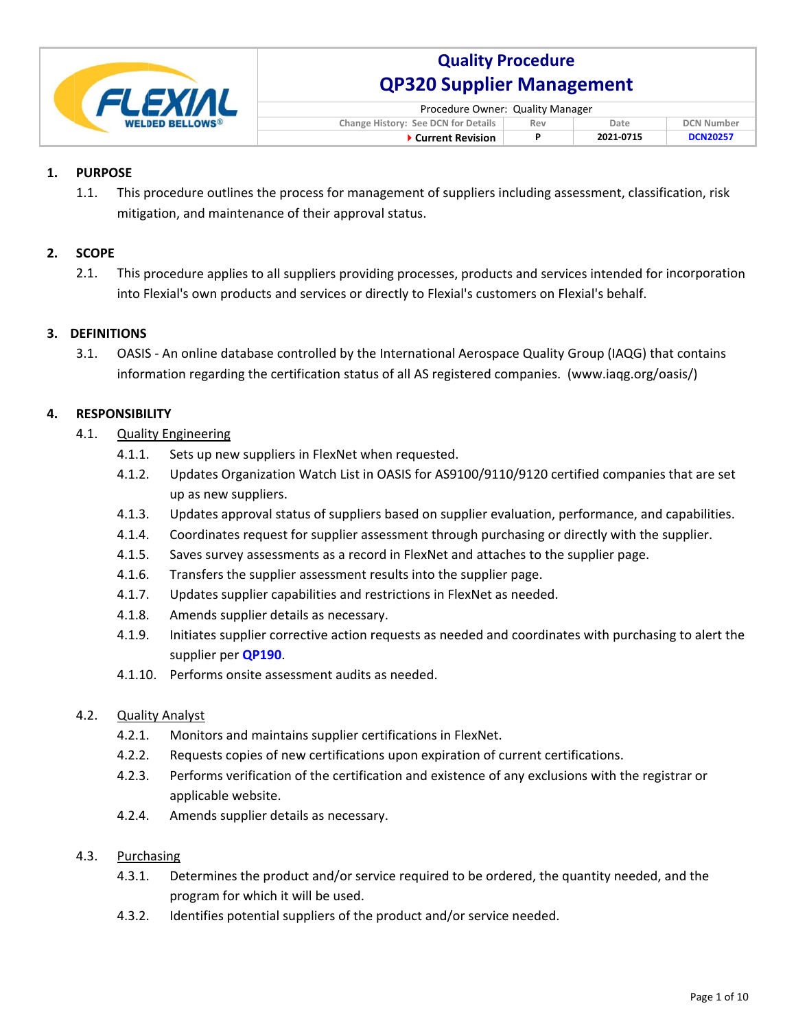| FLEXIAL WELDED BELLOWS® | Quality Procedure QP320 Supplier Management | | | |
|---|---|---|---|---|
| | Procedure Owner: Quality Manager | | | |
| | Change History: See DCN for Details | Rev | Date | DCN Number |
| | Current Revision | P | 2021-0715 | DCN20257 |

## 1. PURPOSE

1.1. This procedure outlines the process for management of suppliers including assessment, classification, risk mitigation, and maintenance of their approval status.

## 2. SCOPE

2.1. This procedure applies to all suppliers providing processes, products and services intended for incorporation into Flexial's own products and services or directly to Flexial's customers on Flexial's behalf.

## 3. DEFINITIONS

3.1. OASIS - An online database controlled by the International Aerospace Quality Group (IAQG) that contains information regarding the certification status of all AS registered companies. (www.iaqg.org/oasis/)

## 4. RESPONSIBILITY

4.1. Quality Engineering

- 4.1.1. Sets up new suppliers in FlexNet when requested.
- 4.1.2. Updates Organization Watch List in OASIS for AS9100/9110/9120 certified companies that are set up as new suppliers.
- 4.1.3. Updates approval status of suppliers based on supplier evaluation, performance, and capabilities.
- 4.1.4. Coordinates request for supplier assessment through purchasing or directly with the supplier.
- 4.1.5. Saves survey assessments as a record in FlexNet and attaches to the supplier page.
- 4.1.6. Transfers the supplier assessment results into the supplier page.
- 4.1.7. Updates supplier capabilities and restrictions in FlexNet as needed.
- 4.1.8. Amends supplier details as necessary.
- 4.1.9. Initiates supplier corrective action requests as needed and coordinates with purchasing to alert the supplier per **QP190**.
- 4.1.10. Performs onsite assessment audits as needed.

4.2. Quality Analyst

- 4.2.1. Monitors and maintains supplier certifications in FlexNet.
- 4.2.2. Requests copies of new certifications upon expiration of current certifications.
- 4.2.3. Performs verification of the certification and existence of any exclusions with the registrar or applicable website.
- 4.2.4. Amends supplier details as necessary.

4.3. Purchasing

- 4.3.1. Determines the product and/or service required to be ordered, the quantity needed, and the program for which it will be used.
- 4.3.2. Identifies potential suppliers of the product and/or service needed.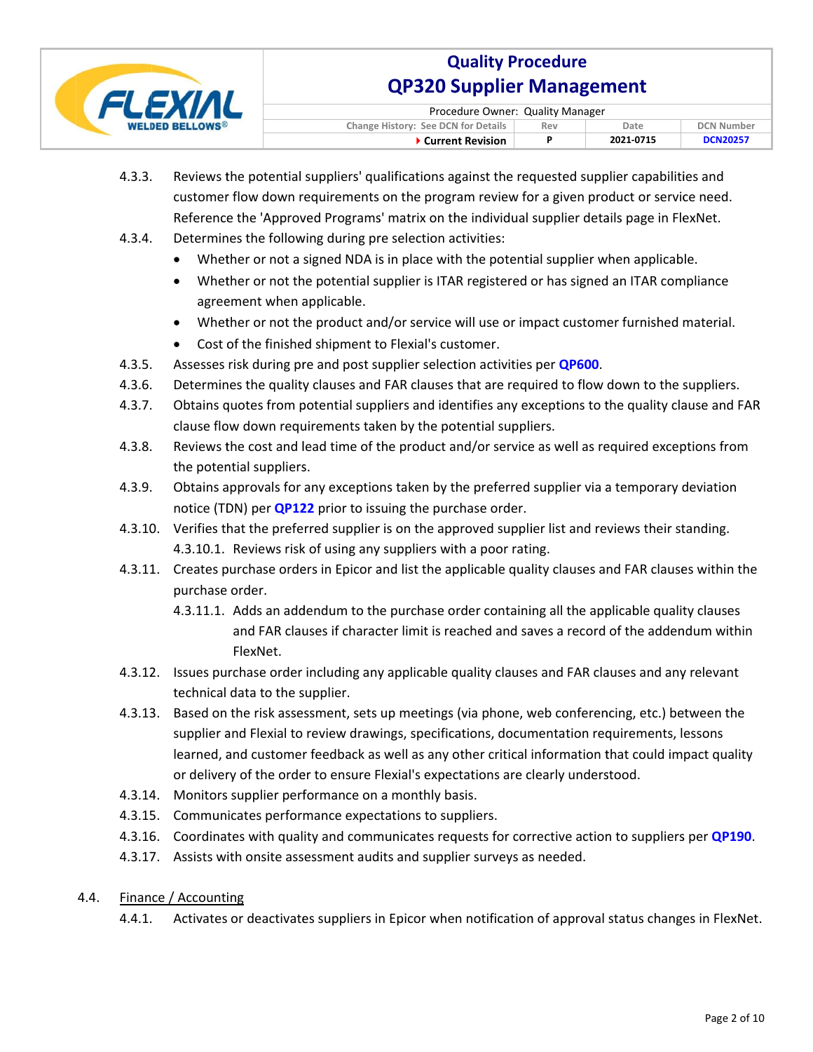4.3.3. Reviews the potential suppliers' qualifications against the requested supplier capabilities and customer flow down requirements on the program review for a given product or service need. Reference the 'Approved Programs' matrix on the individual supplier details page in FlexNet.

4.3.4. Determines the following during pre selection activities:

- Whether or not a signed NDA is in place with the potential supplier when applicable.
- Whether or not the potential supplier is ITAR registered or has signed an ITAR compliance agreement when applicable.
- Whether or not the product and/or service will use or impact customer furnished material.
- Cost of the finished shipment to Flexial's customer.

4.3.5. Assesses risk during pre and post supplier selection activities per **QP600**.

4.3.6. Determines the quality clauses and FAR clauses that are required to flow down to the suppliers.

4.3.7. Obtains quotes from potential suppliers and identifies any exceptions to the quality clause and FAR clause flow down requirements taken by the potential suppliers.

4.3.8. Reviews the cost and lead time of the product and/or service as well as required exceptions from the potential suppliers.

4.3.9. Obtains approvals for any exceptions taken by the preferred supplier via a temporary deviation notice (TDN) per **QP122** prior to issuing the purchase order.

4.3.10. Verifies that the preferred supplier is on the approved supplier list and reviews their standing.

4.3.10.1. Reviews risk of using any suppliers with a poor rating.

4.3.11. Creates purchase orders in Epicor and list the applicable quality clauses and FAR clauses within the purchase order.

4.3.11.1. Adds an addendum to the purchase order containing all the applicable quality clauses and FAR clauses if character limit is reached and saves a record of the addendum within FlexNet.

4.3.12. Issues purchase order including any applicable quality clauses and FAR clauses and any relevant technical data to the supplier.

4.3.13. Based on the risk assessment, sets up meetings (via phone, web conferencing, etc.) between the supplier and Flexial to review drawings, specifications, documentation requirements, lessons learned, and customer feedback as well as any other critical information that could impact quality or delivery of the order to ensure Flexial's expectations are clearly understood.

4.3.14. Monitors supplier performance on a monthly basis.

4.3.15. Communicates performance expectations to suppliers.

4.3.16. Coordinates with quality and communicates requests for corrective action to suppliers per **QP190**.

4.3.17. Assists with onsite assessment audits and supplier surveys as needed.

4.4. <u>Finance / Accounting</u>

4.4.1. Activates or deactivates suppliers in Epicor when notification of approval status changes in FlexNet.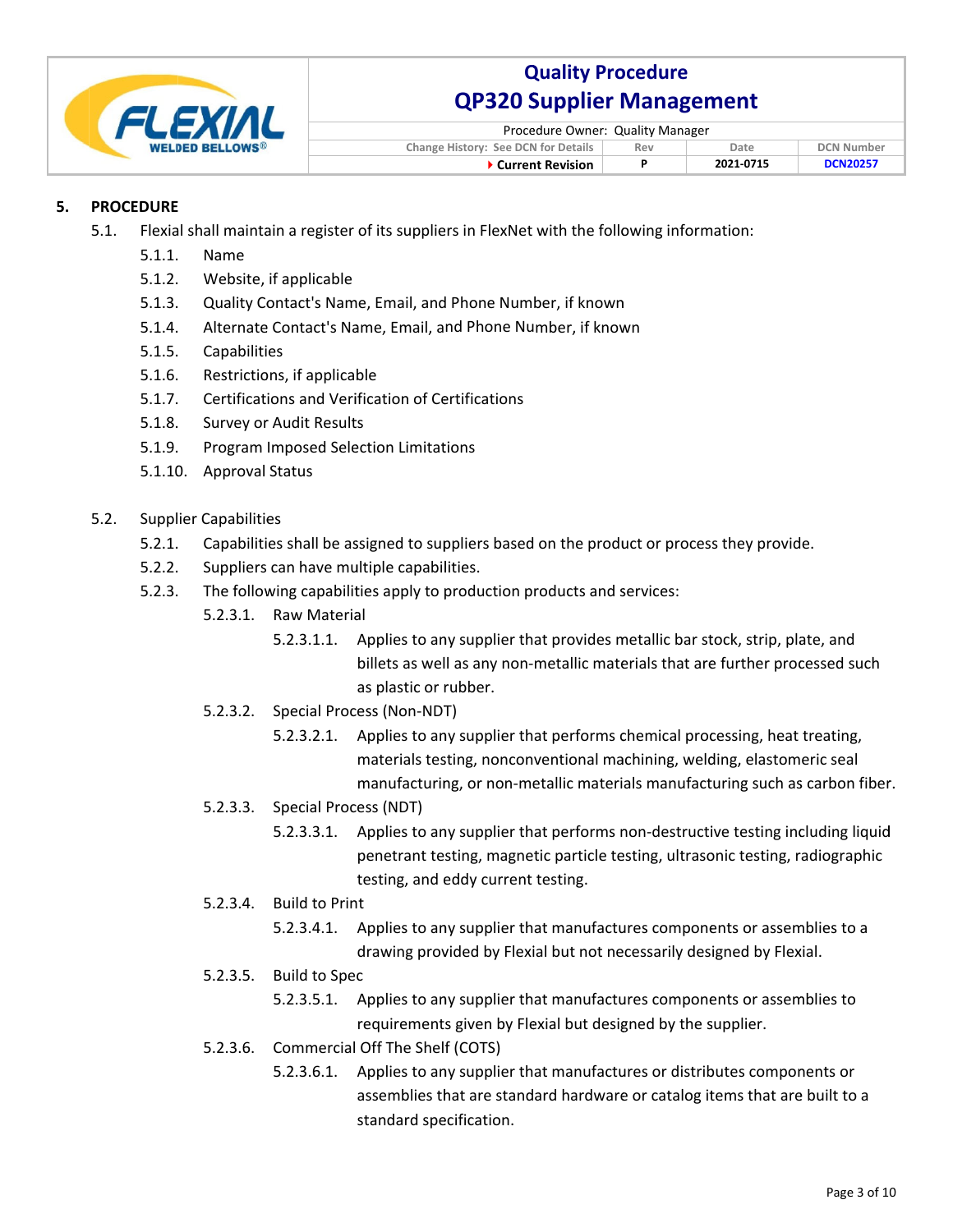## 5. PROCEDURE

5.1. Flexial shall maintain a register of its suppliers in FlexNet with the following information:

- 5.1.1. Name
- 5.1.2. Website, if applicable
- 5.1.3. Quality Contact's Name, Email, and Phone Number, if known
- 5.1.4. Alternate Contact's Name, Email, and Phone Number, if known
- 5.1.5. Capabilities
- 5.1.6. Restrictions, if applicable
- 5.1.7. Certifications and Verification of Certifications
- 5.1.8. Survey or Audit Results
- 5.1.9. Program Imposed Selection Limitations
- 5.1.10. Approval Status

5.2. Supplier Capabilities

- 5.2.1. Capabilities shall be assigned to suppliers based on the product or process they provide.
- 5.2.2. Suppliers can have multiple capabilities.
- 5.2.3. The following capabilities apply to production products and services:
  - 5.2.3.1. Raw Material
    - 5.2.3.1.1. Applies to any supplier that provides metallic bar stock, strip, plate, and billets as well as any non-metallic materials that are further processed such as plastic or rubber.
  - 5.2.3.2. Special Process (Non-NDT)
    - 5.2.3.2.1. Applies to any supplier that performs chemical processing, heat treating, materials testing, nonconventional machining, welding, elastomeric seal manufacturing, or non-metallic materials manufacturing such as carbon fiber.
  - 5.2.3.3. Special Process (NDT)
    - 5.2.3.3.1. Applies to any supplier that performs non-destructive testing including liquid penetrant testing, magnetic particle testing, ultrasonic testing, radiographic testing, and eddy current testing.
  - 5.2.3.4. Build to Print
    - 5.2.3.4.1. Applies to any supplier that manufactures components or assemblies to a drawing provided by Flexial but not necessarily designed by Flexial.
  - 5.2.3.5. Build to Spec
    - 5.2.3.5.1. Applies to any supplier that manufactures components or assemblies to requirements given by Flexial but designed by the supplier.
  - 5.2.3.6. Commercial Off The Shelf (COTS)
    - 5.2.3.6.1. Applies to any supplier that manufactures or distributes components or assemblies that are standard hardware or catalog items that are built to a standard specification.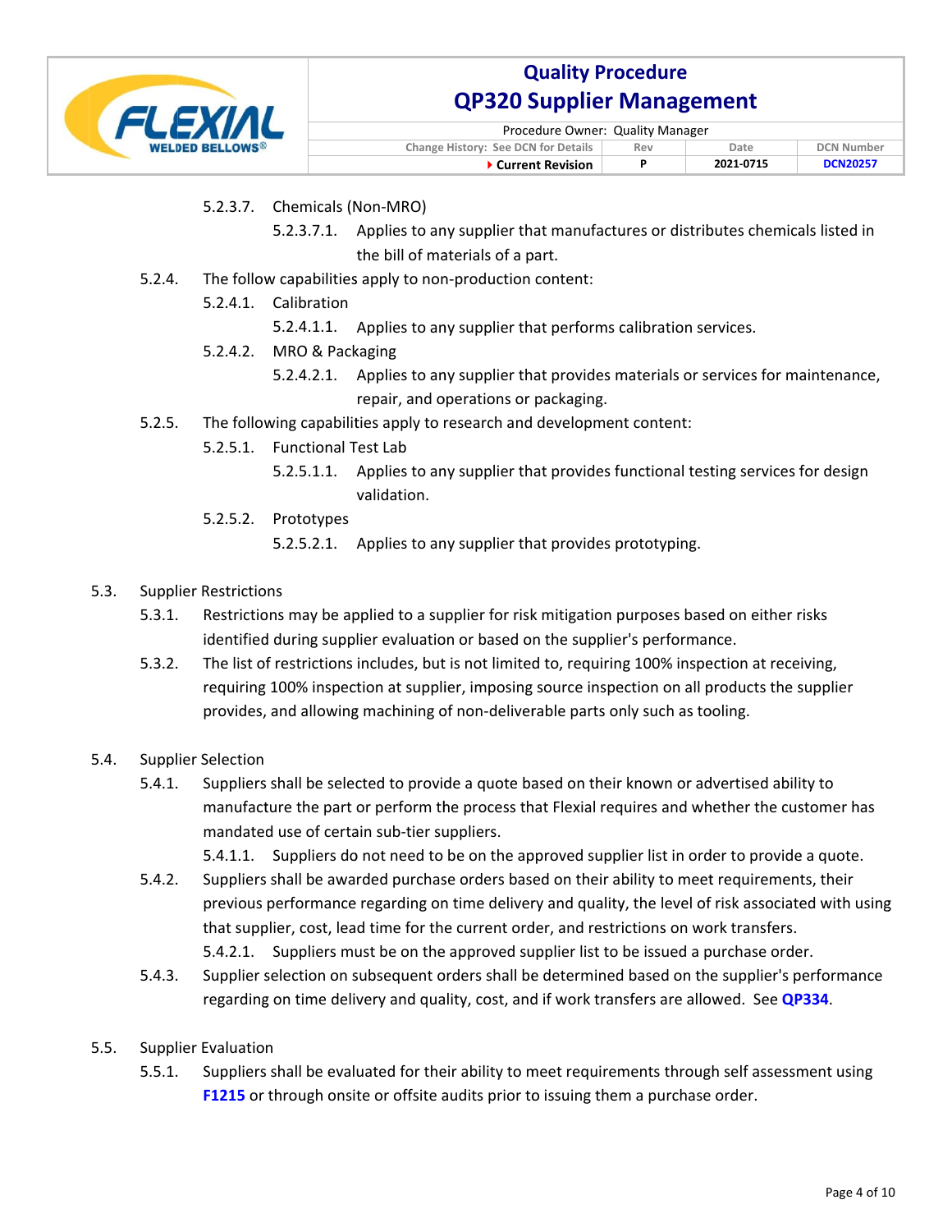5.2.3.7. Chemicals (Non-MRO)

5.2.3.7.1. Applies to any supplier that manufactures or distributes chemicals listed in the bill of materials of a part.

5.2.4. The follow capabilities apply to non-production content:

5.2.4.1. Calibration

5.2.4.1.1. Applies to any supplier that performs calibration services.

5.2.4.2. MRO & Packaging

5.2.4.2.1. Applies to any supplier that provides materials or services for maintenance, repair, and operations or packaging.

5.2.5. The following capabilities apply to research and development content:

5.2.5.1. Functional Test Lab

5.2.5.1.1. Applies to any supplier that provides functional testing services for design validation.

5.2.5.2. Prototypes

5.2.5.2.1. Applies to any supplier that provides prototyping.

5.3. Supplier Restrictions

5.3.1. Restrictions may be applied to a supplier for risk mitigation purposes based on either risks identified during supplier evaluation or based on the supplier's performance.

5.3.2. The list of restrictions includes, but is not limited to, requiring 100% inspection at receiving, requiring 100% inspection at supplier, imposing source inspection on all products the supplier provides, and allowing machining of non-deliverable parts only such as tooling.

5.4. Supplier Selection

5.4.1. Suppliers shall be selected to provide a quote based on their known or advertised ability to manufacture the part or perform the process that Flexial requires and whether the customer has mandated use of certain sub-tier suppliers.

5.4.1.1. Suppliers do not need to be on the approved supplier list in order to provide a quote.

5.4.2. Suppliers shall be awarded purchase orders based on their ability to meet requirements, their previous performance regarding on time delivery and quality, the level of risk associated with using that supplier, cost, lead time for the current order, and restrictions on work transfers.

5.4.2.1. Suppliers must be on the approved supplier list to be issued a purchase order.

5.4.3. Supplier selection on subsequent orders shall be determined based on the supplier's performance regarding on time delivery and quality, cost, and if work transfers are allowed. See **QP334**.

5.5. Supplier Evaluation

5.5.1. Suppliers shall be evaluated for their ability to meet requirements through self assessment using **F1215** or through onsite or offsite audits prior to issuing them a purchase order.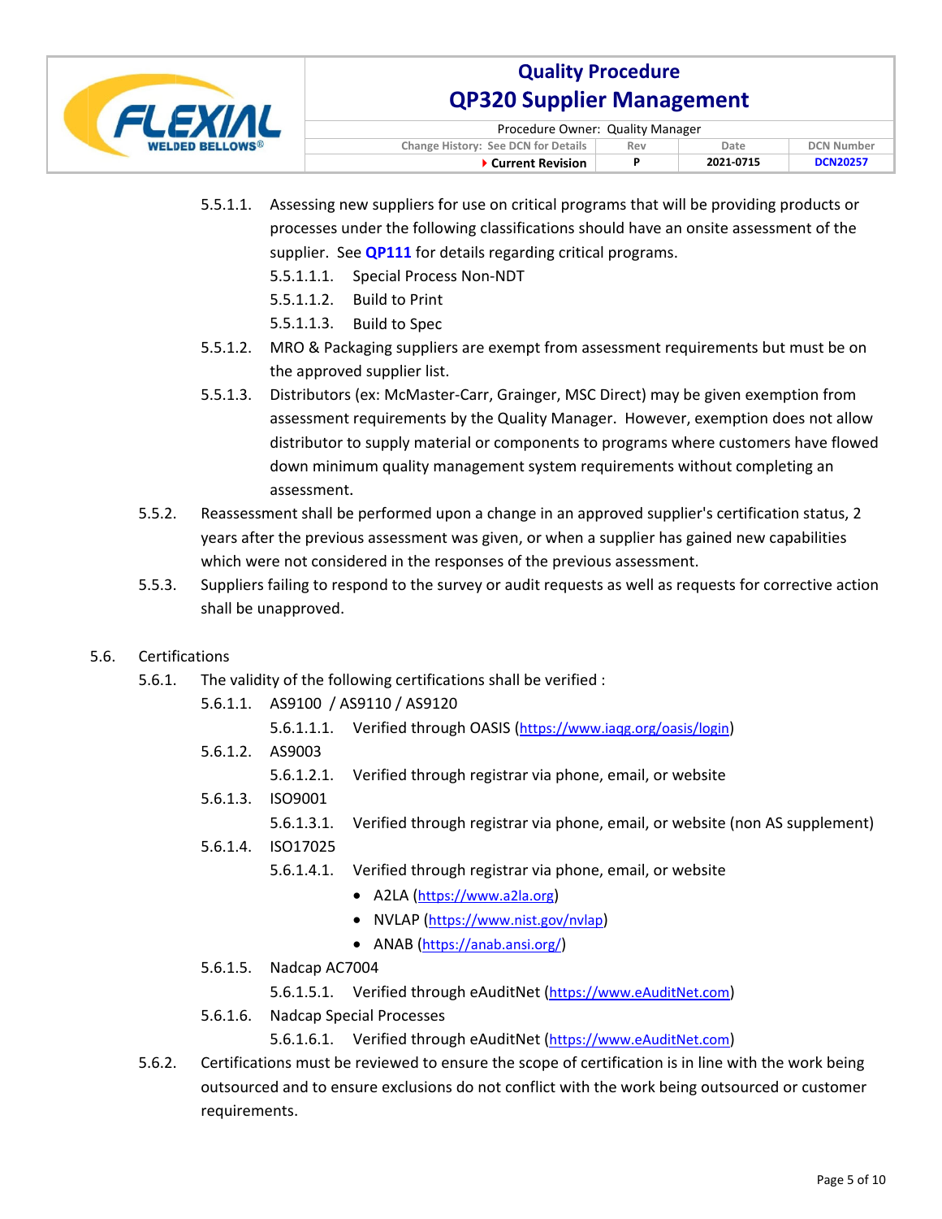5.5.1.1. Assessing new suppliers for use on critical programs that will be providing products or processes under the following classifications should have an onsite assessment of the supplier. See **QP111** for details regarding critical programs.

5.5.1.1.1. Special Process Non-NDT

5.5.1.1.2. Build to Print

5.5.1.1.3. Build to Spec

5.5.1.2. MRO & Packaging suppliers are exempt from assessment requirements but must be on the approved supplier list.

5.5.1.3. Distributors (ex: McMaster-Carr, Grainger, MSC Direct) may be given exemption from assessment requirements by the Quality Manager. However, exemption does not allow distributor to supply material or components to programs where customers have flowed down minimum quality management system requirements without completing an assessment.

5.5.2. Reassessment shall be performed upon a change in an approved supplier's certification status, 2 years after the previous assessment was given, or when a supplier has gained new capabilities which were not considered in the responses of the previous assessment.

5.5.3. Suppliers failing to respond to the survey or audit requests as well as requests for corrective action shall be unapproved.

5.6. Certifications

5.6.1. The validity of the following certifications shall be verified :

5.6.1.1. AS9100 / AS9110 / AS9120

5.6.1.1.1. Verified through OASIS (https://www.iaqg.org/oasis/login)

5.6.1.2. AS9003

5.6.1.2.1. Verified through registrar via phone, email, or website

5.6.1.3. ISO9001

5.6.1.3.1. Verified through registrar via phone, email, or website (non AS supplement)

5.6.1.4. ISO17025

5.6.1.4.1. Verified through registrar via phone, email, or website

- A2LA (https://www.a2la.org)
- NVLAP (https://www.nist.gov/nvlap)
- ANAB (https://anab.ansi.org/)

5.6.1.5. Nadcap AC7004

5.6.1.5.1. Verified through eAuditNet (https://www.eAuditNet.com)

5.6.1.6. Nadcap Special Processes

5.6.1.6.1. Verified through eAuditNet (https://www.eAuditNet.com)

5.6.2. Certifications must be reviewed to ensure the scope of certification is in line with the work being outsourced and to ensure exclusions do not conflict with the work being outsourced or customer requirements.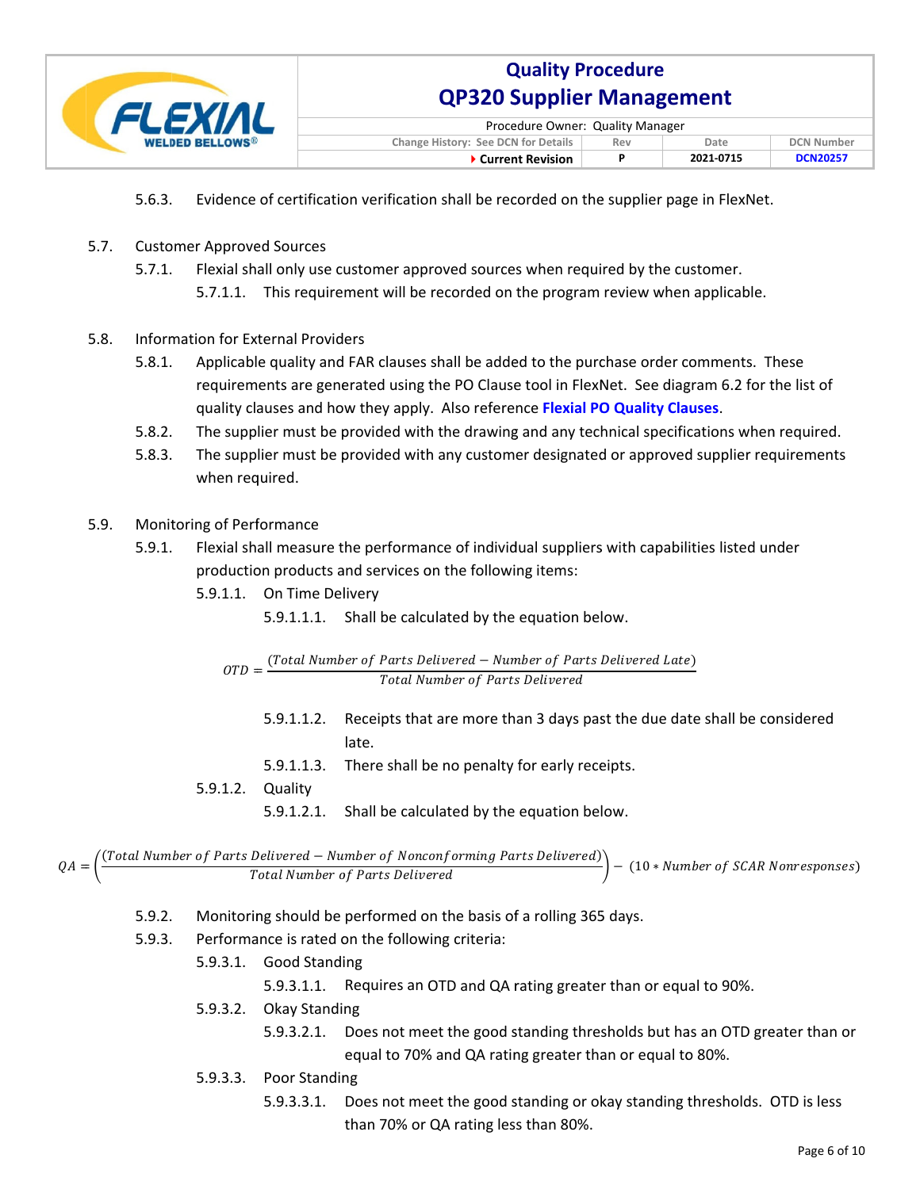5.6.3. Evidence of certification verification shall be recorded on the supplier page in FlexNet.

5.7. Customer Approved Sources

5.7.1. Flexial shall only use customer approved sources when required by the customer.

5.7.1.1. This requirement will be recorded on the program review when applicable.

5.8. Information for External Providers

5.8.1. Applicable quality and FAR clauses shall be added to the purchase order comments. These requirements are generated using the PO Clause tool in FlexNet. See diagram 6.2 for the list of quality clauses and how they apply. Also reference **Flexial PO Quality Clauses**.

5.8.2. The supplier must be provided with the drawing and any technical specifications when required.

5.8.3. The supplier must be provided with any customer designated or approved supplier requirements when required.

5.9. Monitoring of Performance

5.9.1. Flexial shall measure the performance of individual suppliers with capabilities listed under production products and services on the following items:

5.9.1.1. On Time Delivery

5.9.1.1.1. Shall be calculated by the equation below.

$$OTD = \frac{(Total\ Number\ of\ Parts\ Delivered - Number\ of\ Parts\ Delivered\ Late)}{Total\ Number\ of\ Parts\ Delivered}$$

5.9.1.1.2. Receipts that are more than 3 days past the due date shall be considered late.

5.9.1.1.3. There shall be no penalty for early receipts.

5.9.1.2. Quality

5.9.1.2.1. Shall be calculated by the equation below.

$$QA = \left(\frac{(Total\ Number\ of\ Parts\ Delivered - Number\ of\ Nonconforming\ Parts\ Delivered)}{Total\ Number\ of\ Parts\ Delivered}\right) - (10 * Number\ of\ SCAR\ Nonresponses)$$

5.9.2. Monitoring should be performed on the basis of a rolling 365 days.

5.9.3. Performance is rated on the following criteria:

5.9.3.1. Good Standing

5.9.3.1.1. Requires an OTD and QA rating greater than or equal to 90%.

5.9.3.2. Okay Standing

5.9.3.2.1. Does not meet the good standing thresholds but has an OTD greater than or equal to 70% and QA rating greater than or equal to 80%.

5.9.3.3. Poor Standing

5.9.3.3.1. Does not meet the good standing or okay standing thresholds. OTD is less than 70% or QA rating less than 80%.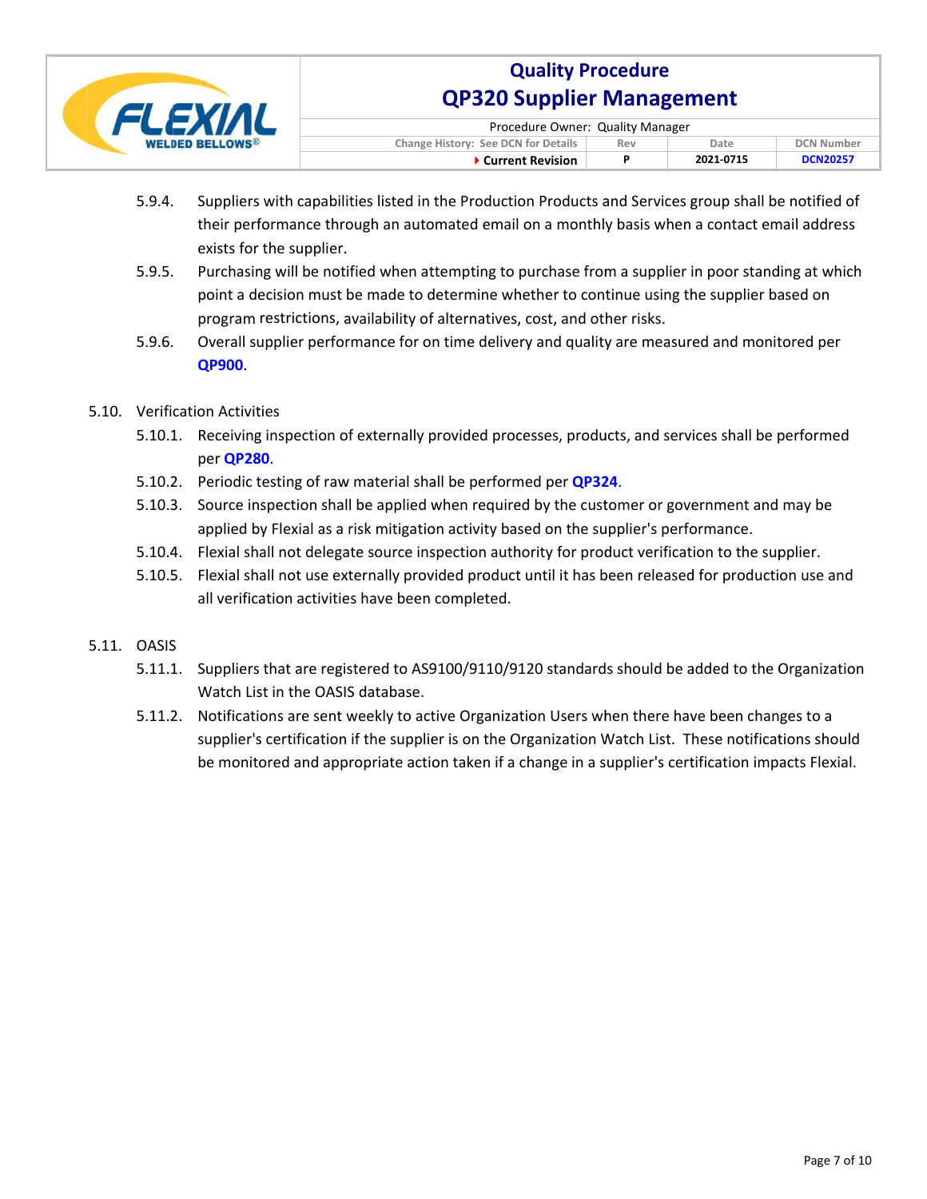5.9.4. Suppliers with capabilities listed in the Production Products and Services group shall be notified of their performance through an automated email on a monthly basis when a contact email address exists for the supplier.

5.9.5. Purchasing will be notified when attempting to purchase from a supplier in poor standing at which point a decision must be made to determine whether to continue using the supplier based on program restrictions, availability of alternatives, cost, and other risks.

5.9.6. Overall supplier performance for on time delivery and quality are measured and monitored per **QP900**.

5.10. Verification Activities

5.10.1. Receiving inspection of externally provided processes, products, and services shall be performed per **QP280**.

5.10.2. Periodic testing of raw material shall be performed per **QP324**.

5.10.3. Source inspection shall be applied when required by the customer or government and may be applied by Flexial as a risk mitigation activity based on the supplier's performance.

5.10.4. Flexial shall not delegate source inspection authority for product verification to the supplier.

5.10.5. Flexial shall not use externally provided product until it has been released for production use and all verification activities have been completed.

5.11. OASIS

5.11.1. Suppliers that are registered to AS9100/9110/9120 standards should be added to the Organization Watch List in the OASIS database.

5.11.2. Notifications are sent weekly to active Organization Users when there have been changes to a supplier's certification if the supplier is on the Organization Watch List. These notifications should be monitored and appropriate action taken if a change in a supplier's certification impacts Flexial.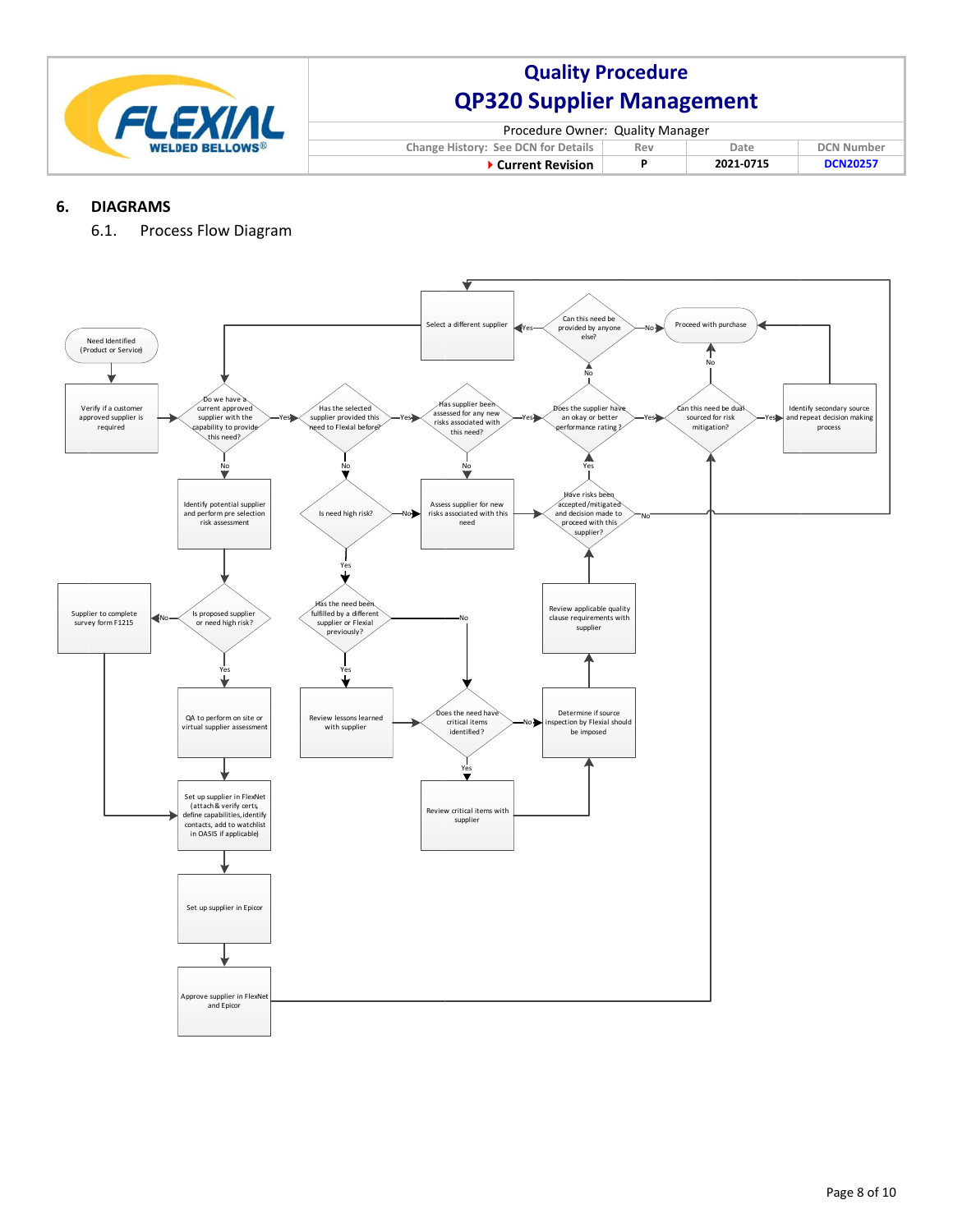## 6. DIAGRAMS

### 6.1. Process Flow Diagram

- **Need Identified (Product or Service)** → Verify if a customer approved supplier is required → **Do we have a current approved supplier with the capability to provide this need?**
  - **Yes** → **Has the selected supplier provided this need to Flexial before?**
    - **Yes** → **Has supplier been assessed for any new risks associated with this need?**
      - **Yes** → **Does the supplier have an okay or better performance rating?**
        - **Yes** → **Can this need be dual sourced for risk mitigation?**
          - **Yes** → Identify secondary source and repeat decision making process → Proceed with purchase
          - **No** → Proceed with purchase
        - **No** → **Can this need be provided by anyone else?**
          - **Yes** → Select a different supplier → (return to "Do we have a current approved supplier with the capability to provide this need?")
          - **No** → Proceed with purchase
      - **No** → Assess supplier for new risks associated with this need → **Have risks been accepted/mitigated and decision made to proceed with this supplier?**
        - **Yes** → Does the supplier have an okay or better performance rating?
        - **No** → Select a different supplier
    - **No** → **Is need high risk?**
      - **No** → Assess supplier for new risks associated with this need
      - **Yes** → **Has the need been fulfilled by a different supplier or Flexial previously?**
        - **Yes** → Review lessons learned with supplier → Does the need have critical items identified?
        - **No** → **Does the need have critical items identified?**
          - **Yes** → Review critical items with supplier → Determine if source inspection by Flexial should be imposed
          - **No** → Determine if source inspection by Flexial should be imposed → Review applicable quality clause requirements with supplier → Have risks been accepted/mitigated and decision made to proceed with this supplier?
  - **No** → Identify potential supplier and perform pre selection risk assessment → **Is proposed supplier or need high risk?**
    - **No** → Supplier to complete survey form F1215 → Set up supplier in FlexNet
    - **Yes** → QA to perform on site or virtual supplier assessment → Set up supplier in FlexNet (attach & verify certs, define capabilities, identify contacts, add to watchlist in OASIS if applicable) → Set up supplier in Epicor → Approve supplier in FlexNet and Epicor → Can this need be dual sourced for risk mitigation?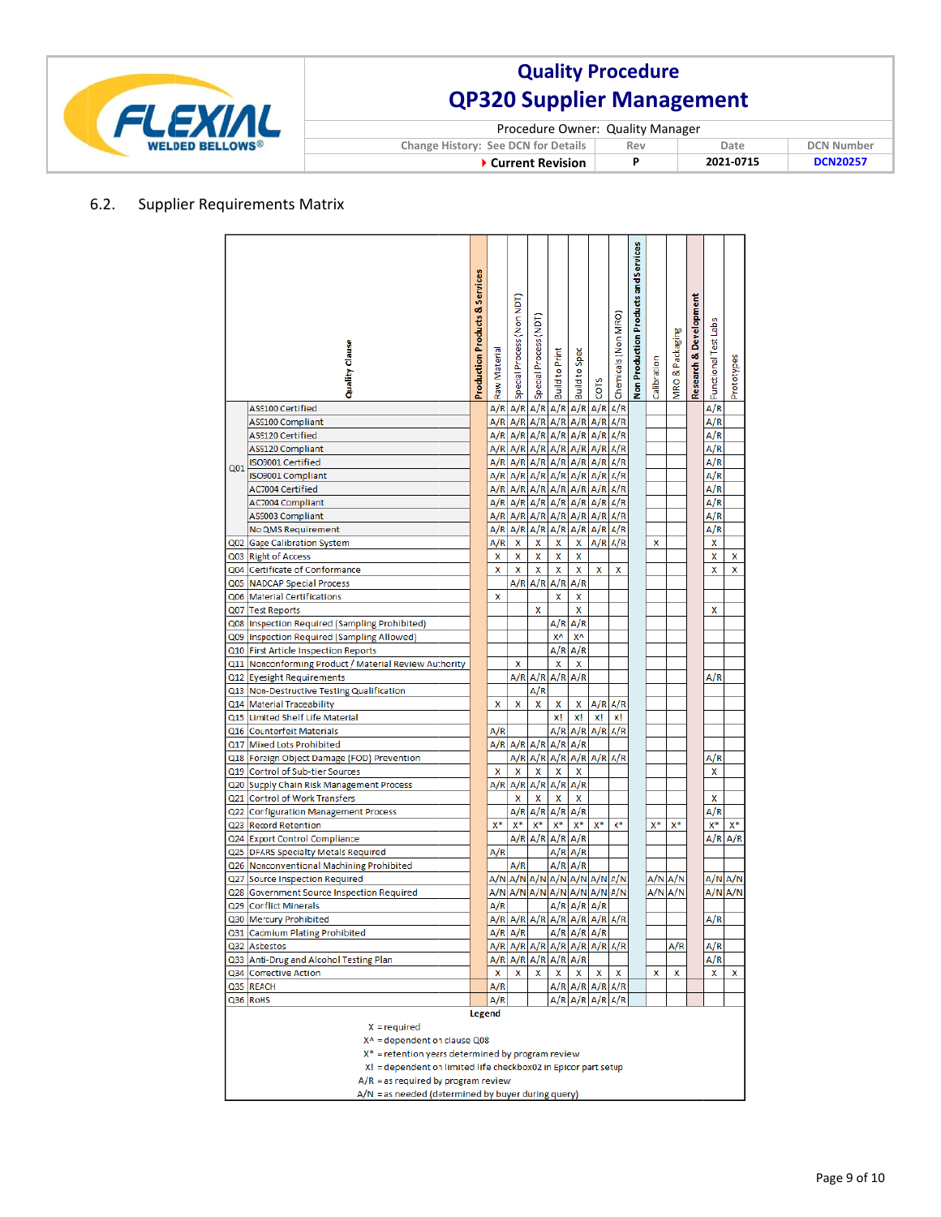## 6.2. Supplier Requirements Matrix

| | Quality Clause | Production Products & Services | Raw Material | Special Process (Non NDT) | Special Process (NDT) | Build to Print | Build to Spec | COTS | Chemicals (Non MRO) | Non Production Products and Services | Calibration | MRO & Packaging | Research & Development | Functional Test Labs | Prototypes |
|---|---|---|---|---|---|---|---|---|---|---|---|---|---|---|---|
| Q01 | AS9100 Certified | | A/R | A/R | A/R | A/R | A/R | A/R | A/R | | | | | A/R | |
| | AS9100 Compliant | | A/R | A/R | A/R | A/R | A/R | A/R | A/R | | | | | A/R | |
| | AS9120 Certified | | A/R | A/R | A/R | A/R | A/R | A/R | A/R | | | | | A/R | |
| | AS9120 Compliant | | A/R | A/R | A/R | A/R | A/R | A/R | A/R | | | | | A/R | |
| | ISO9001 Certified | | A/R | A/R | A/R | A/R | A/R | A/R | A/R | | | | | A/R | |
| | ISO9001 Compliant | | A/R | A/R | A/R | A/R | A/R | A/R | A/R | | | | | A/R | |
| | AC7004 Certified | | A/R | A/R | A/R | A/R | A/R | A/R | A/R | | | | | A/R | |
| | AC7004 Compliant | | A/R | A/R | A/R | A/R | A/R | A/R | A/R | | | | | A/R | |
| | AS9003 Compliant | | A/R | A/R | A/R | A/R | A/R | A/R | A/R | | | | | A/R | |
| | No QMS Requirement | | A/R | A/R | A/R | A/R | A/R | A/R | A/R | | | | | A/R | |
| Q02 | Gage Calibration System | | A/R | X | X | X | X | A/R | A/R | | X | | | X | |
| Q03 | Right of Access | | X | X | X | X | X | | | | | | | X | X |
| Q04 | Certificate of Conformance | | X | X | X | X | X | X | X | | | | | X | X |
| Q05 | NADCAP Special Process | | | A/R | A/R | A/R | A/R | | | | | | | | |
| Q06 | Material Certifications | | X | | | X | X | | | | | | | | |
| Q07 | Test Reports | | | | X | | X | | | | | | | X | |
| Q08 | Inspection Required (Sampling Prohibited) | | | | | A/R | A/R | | | | | | | | |
| Q09 | Inspection Required (Sampling Allowed) | | | | | X^ | X^ | | | | | | | | |
| Q10 | First Article Inspection Reports | | | | | A/R | A/R | | | | | | | | |
| Q11 | Nonconforming Product / Material Review Authority | | | X | | X | X | | | | | | | | |
| Q12 | Eyesight Requirements | | | A/R | A/R | A/R | A/R | | | | | | | A/R | |
| Q13 | Non-Destructive Testing Qualification | | | | A/R | | | | | | | | | | |
| Q14 | Material Traceability | | X | X | X | X | X | A/R | A/R | | | | | | |
| Q15 | Limited Shelf Life Material | | | | | X! | X! | X! | X! | | | | | | |
| Q16 | Counterfeit Materials | | A/R | | | A/R | A/R | A/R | A/R | | | | | | |
| Q17 | Mixed Lots Prohibited | | A/R | A/R | A/R | A/R | A/R | | | | | | | | |
| Q18 | Foreign Object Damage (FOD) Prevention | | | A/R | A/R | A/R | A/R | A/R | A/R | | | | | A/R | |
| Q19 | Control of Sub-tier Sources | | X | X | X | X | X | | | | | | | X | |
| Q20 | Supply Chain Risk Management Process | | A/R | A/R | A/R | A/R | A/R | | | | | | | | |
| Q21 | Control of Work Transfers | | | X | X | X | X | | | | | | | X | |
| Q22 | Configuration Management Process | | | A/R | A/R | A/R | A/R | | | | | | | A/R | |
| Q23 | Record Retention | | X* | X* | X* | X* | X* | X* | X* | | X* | X* | | X* | X* |
| Q24 | Export Control Compliance | | | A/R | A/R | A/R | A/R | | | | | | | A/R | A/R |
| Q25 | DFARS Specialty Metals Required | | A/R | | | A/R | A/R | | | | | | | | |
| Q26 | Nonconventional Machining Prohibited | | | A/R | | A/R | A/R | | | | | | | | |
| Q27 | Source Inspection Required | | A/N | A/N | A/N | A/N | A/N | A/N | A/N | | A/N | A/N | | A/N | A/N |
| Q28 | Government Source Inspection Required | | A/N | A/N | A/N | A/N | A/N | A/N | A/N | | A/N | A/N | | A/N | A/N |
| Q29 | Conflict Minerals | | A/R | | | A/R | A/R | A/R | | | | | | | |
| Q30 | Mercury Prohibited | | A/R | A/R | A/R | A/R | A/R | A/R | A/R | | | | | A/R | |
| Q31 | Cadmium Plating Prohibited | | A/R | A/R | | A/R | A/R | A/R | | | | | | | |
| Q32 | Asbestos | | A/R | A/R | A/R | A/R | A/R | A/R | A/R | | | A/R | | A/R | |
| Q33 | Anti-Drug and Alcohol Testing Plan | | A/R | A/R | A/R | A/R | A/R | | | | | | | A/R | |
| Q34 | Corrective Action | | X | X | X | X | X | X | X | | X | X | | X | X |
| Q35 | REACH | | A/R | | | A/R | A/R | A/R | A/R | | | | | | |
| Q36 | RoHS | | A/R | | | A/R | A/R | A/R | A/R | | | | | | |

**Legend**

- X = required
- X^ = dependent on clause Q08
- X* = retention years determined by program review
- X! = dependent on limited life checkbox02 in Epicor part setup
- A/R = as required by program review
- A/N = as needed (determined by buyer during query)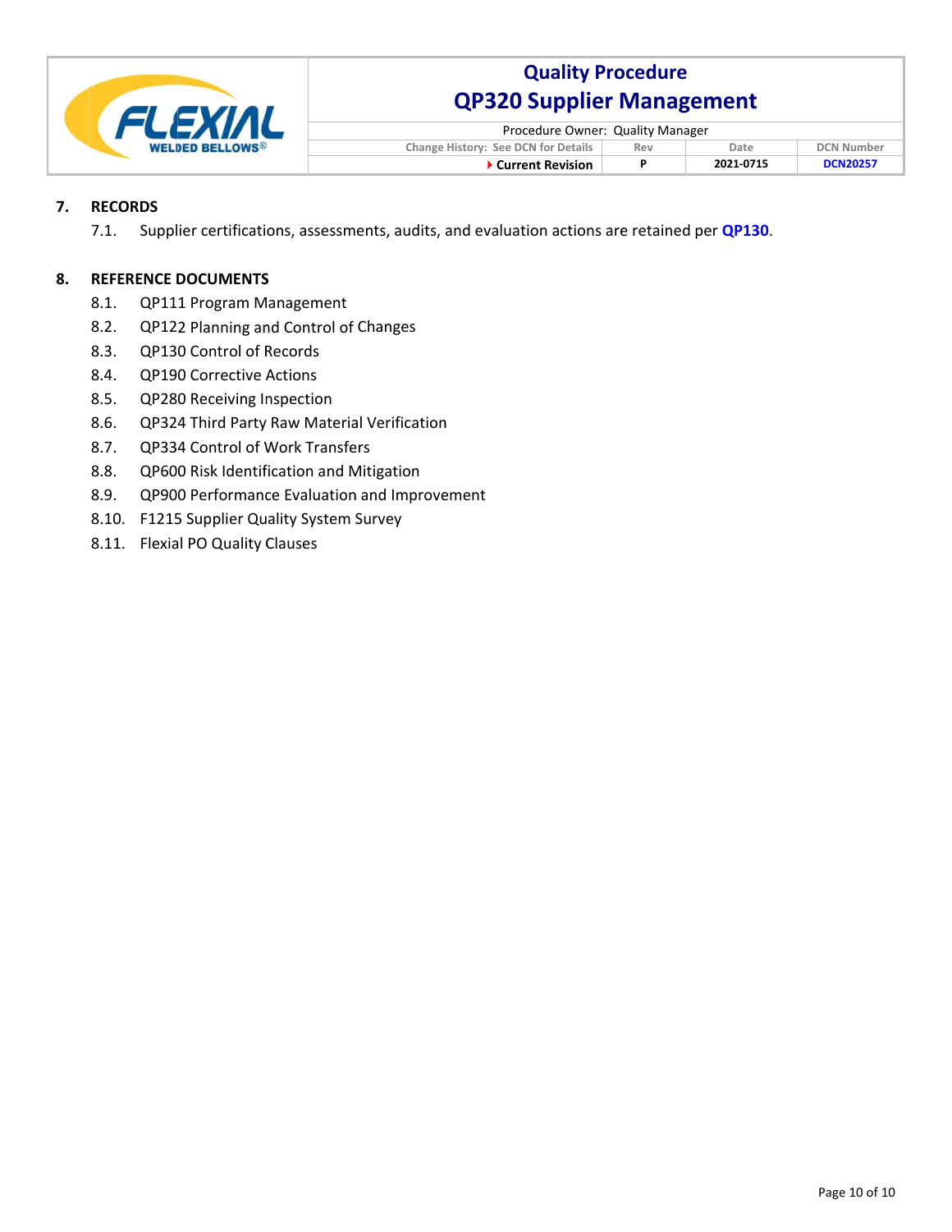## 7. RECORDS

7.1. Supplier certifications, assessments, audits, and evaluation actions are retained per **QP130**.

## 8. REFERENCE DOCUMENTS

8.1. QP111 Program Management
8.2. QP122 Planning and Control of Changes
8.3. QP130 Control of Records
8.4. QP190 Corrective Actions
8.5. QP280 Receiving Inspection
8.6. QP324 Third Party Raw Material Verification
8.7. QP334 Control of Work Transfers
8.8. QP600 Risk Identification and Mitigation
8.9. QP900 Performance Evaluation and Improvement
8.10. F1215 Supplier Quality System Survey
8.11. Flexial PO Quality Clauses